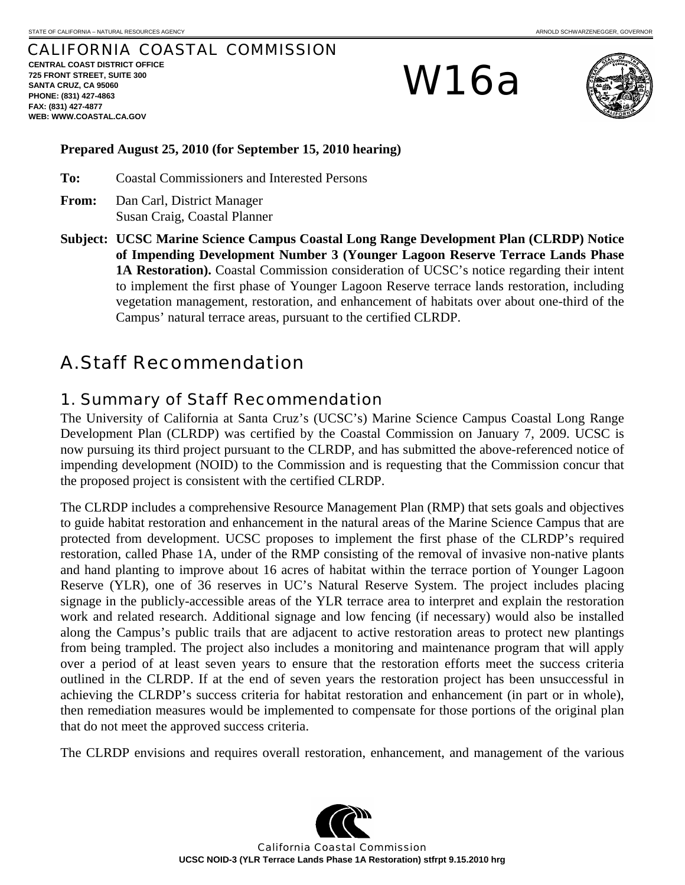STATE OF CALIFORNIA – NATURAL RESOURCES AGENCY ARNOLD SCHWARZENEGGER, GOVERNOR

# CALIFORNIA COASTAL COMMISSION

**CENTRAL COAST DISTRICT OFFICE**
**725 FRONT STREET, SUITE 300**
**SANTA CRUZ, CA 95060**
**PHONE: (831) 427-4863**
**FAX: (831) 427-4877**
**WEB: WWW.COASTAL.CA.GOV**

# W16a

**Prepared August 25, 2010 (for September 15, 2010 hearing)**

**To:** Coastal Commissioners and Interested Persons

**From:** Dan Carl, District Manager
Susan Craig, Coastal Planner

**Subject: UCSC Marine Science Campus Coastal Long Range Development Plan (CLRDP) Notice of Impending Development Number 3 (Younger Lagoon Reserve Terrace Lands Phase 1A Restoration).** Coastal Commission consideration of UCSC's notice regarding their intent to implement the first phase of Younger Lagoon Reserve terrace lands restoration, including vegetation management, restoration, and enhancement of habitats over about one-third of the Campus' natural terrace areas, pursuant to the certified CLRDP.

## A. Staff Recommendation

### 1. Summary of Staff Recommendation

The University of California at Santa Cruz's (UCSC's) Marine Science Campus Coastal Long Range Development Plan (CLRDP) was certified by the Coastal Commission on January 7, 2009. UCSC is now pursuing its third project pursuant to the CLRDP, and has submitted the above-referenced notice of impending development (NOID) to the Commission and is requesting that the Commission concur that the proposed project is consistent with the certified CLRDP.

The CLRDP includes a comprehensive Resource Management Plan (RMP) that sets goals and objectives to guide habitat restoration and enhancement in the natural areas of the Marine Science Campus that are protected from development. UCSC proposes to implement the first phase of the CLRDP's required restoration, called Phase 1A, under of the RMP consisting of the removal of invasive non-native plants and hand planting to improve about 16 acres of habitat within the terrace portion of Younger Lagoon Reserve (YLR), one of 36 reserves in UC's Natural Reserve System. The project includes placing signage in the publicly-accessible areas of the YLR terrace area to interpret and explain the restoration work and related research. Additional signage and low fencing (if necessary) would also be installed along the Campus's public trails that are adjacent to active restoration areas to protect new plantings from being trampled. The project also includes a monitoring and maintenance program that will apply over a period of at least seven years to ensure that the restoration efforts meet the success criteria outlined in the CLRDP. If at the end of seven years the restoration project has been unsuccessful in achieving the CLRDP's success criteria for habitat restoration and enhancement (in part or in whole), then remediation measures would be implemented to compensate for those portions of the original plan that do not meet the approved success criteria.

The CLRDP envisions and requires overall restoration, enhancement, and management of the various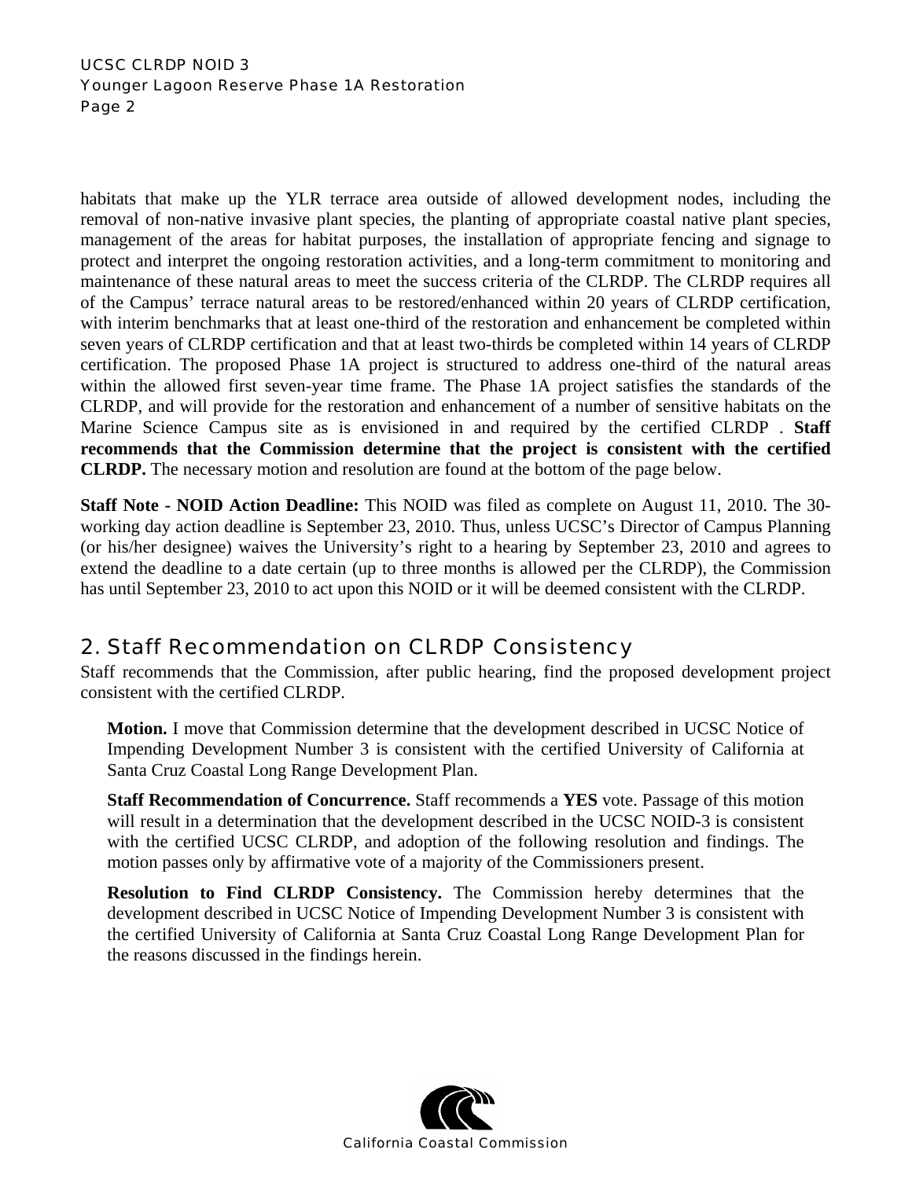habitats that make up the YLR terrace area outside of allowed development nodes, including the removal of non-native invasive plant species, the planting of appropriate coastal native plant species, management of the areas for habitat purposes, the installation of appropriate fencing and signage to protect and interpret the ongoing restoration activities, and a long-term commitment to monitoring and maintenance of these natural areas to meet the success criteria of the CLRDP. The CLRDP requires all of the Campus' terrace natural areas to be restored/enhanced within 20 years of CLRDP certification, with interim benchmarks that at least one-third of the restoration and enhancement be completed within seven years of CLRDP certification and that at least two-thirds be completed within 14 years of CLRDP certification. The proposed Phase 1A project is structured to address one-third of the natural areas within the allowed first seven-year time frame. The Phase 1A project satisfies the standards of the CLRDP, and will provide for the restoration and enhancement of a number of sensitive habitats on the Marine Science Campus site as is envisioned in and required by the certified CLRDP . **Staff recommends that the Commission determine that the project is consistent with the certified CLRDP.** The necessary motion and resolution are found at the bottom of the page below.

**Staff Note - NOID Action Deadline:** This NOID was filed as complete on August 11, 2010. The 30-working day action deadline is September 23, 2010. Thus, unless UCSC's Director of Campus Planning (or his/her designee) waives the University's right to a hearing by September 23, 2010 and agrees to extend the deadline to a date certain (up to three months is allowed per the CLRDP), the Commission has until September 23, 2010 to act upon this NOID or it will be deemed consistent with the CLRDP.

## 2. Staff Recommendation on CLRDP Consistency

Staff recommends that the Commission, after public hearing, find the proposed development project consistent with the certified CLRDP.

> **Motion.** I move that Commission determine that the development described in UCSC Notice of Impending Development Number 3 is consistent with the certified University of California at Santa Cruz Coastal Long Range Development Plan.
>
> **Staff Recommendation of Concurrence.** Staff recommends a **YES** vote. Passage of this motion will result in a determination that the development described in the UCSC NOID-3 is consistent with the certified UCSC CLRDP, and adoption of the following resolution and findings. The motion passes only by affirmative vote of a majority of the Commissioners present.
>
> **Resolution to Find CLRDP Consistency.** The Commission hereby determines that the development described in UCSC Notice of Impending Development Number 3 is consistent with the certified University of California at Santa Cruz Coastal Long Range Development Plan for the reasons discussed in the findings herein.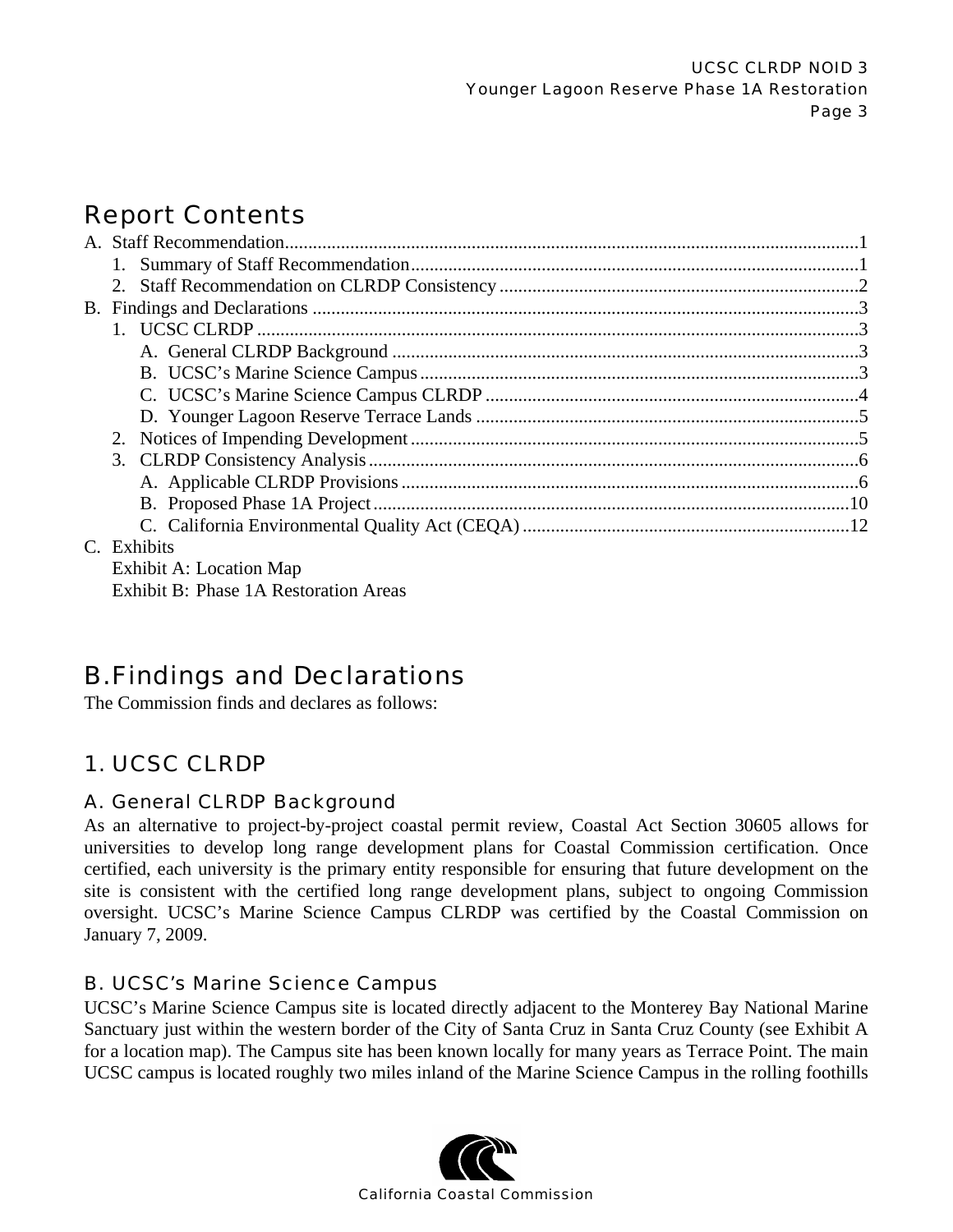# Report Contents

A. Staff Recommendation............................................................................................................................1
   1. Summary of Staff Recommendation...............................................................................................1
   2. Staff Recommendation on CLRDP Consistency............................................................................2
B. Findings and Declarations....................................................................................................................3
   1. UCSC CLRDP................................................................................................................................3
      A. General CLRDP Background....................................................................................................3
      B. UCSC's Marine Science Campus..............................................................................................3
      C. UCSC's Marine Science Campus CLRDP................................................................................4
      D. Younger Lagoon Reserve Terrace Lands..................................................................................5
   2. Notices of Impending Development................................................................................................5
   3. CLRDP Consistency Analysis.........................................................................................................6
      A. Applicable CLRDP Provisions..................................................................................................6
      B. Proposed Phase 1A Project......................................................................................................10
      C. California Environmental Quality Act (CEQA)......................................................................12
C. Exhibits
   Exhibit A: Location Map
   Exhibit B: Phase 1A Restoration Areas

# B.Findings and Declarations

The Commission finds and declares as follows:

## 1. UCSC CLRDP

### A. General CLRDP Background

As an alternative to project-by-project coastal permit review, Coastal Act Section 30605 allows for universities to develop long range development plans for Coastal Commission certification. Once certified, each university is the primary entity responsible for ensuring that future development on the site is consistent with the certified long range development plans, subject to ongoing Commission oversight. UCSC's Marine Science Campus CLRDP was certified by the Coastal Commission on January 7, 2009.

### B. UCSC's Marine Science Campus

UCSC's Marine Science Campus site is located directly adjacent to the Monterey Bay National Marine Sanctuary just within the western border of the City of Santa Cruz in Santa Cruz County (see Exhibit A for a location map). The Campus site has been known locally for many years as Terrace Point. The main UCSC campus is located roughly two miles inland of the Marine Science Campus in the rolling foothills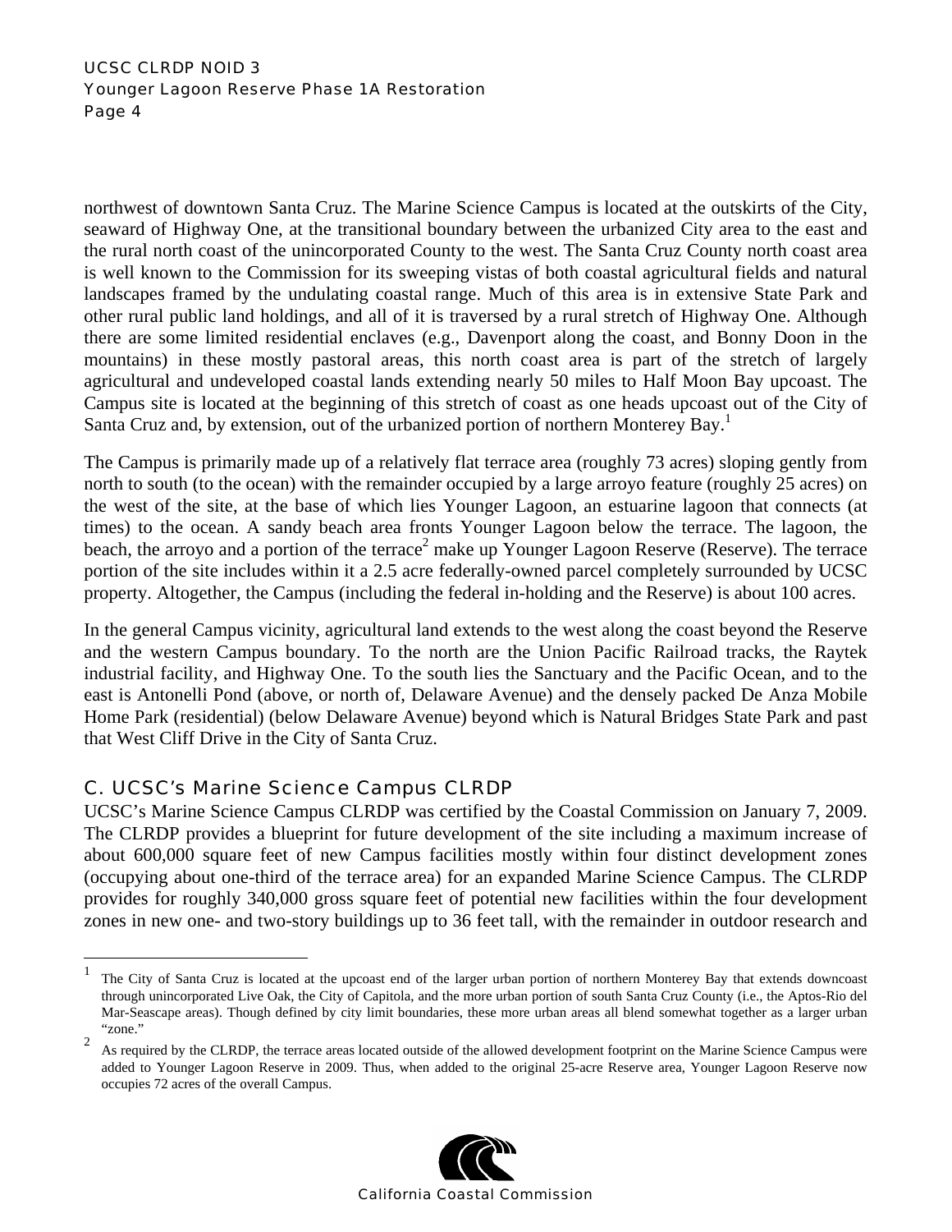northwest of downtown Santa Cruz. The Marine Science Campus is located at the outskirts of the City, seaward of Highway One, at the transitional boundary between the urbanized City area to the east and the rural north coast of the unincorporated County to the west. The Santa Cruz County north coast area is well known to the Commission for its sweeping vistas of both coastal agricultural fields and natural landscapes framed by the undulating coastal range. Much of this area is in extensive State Park and other rural public land holdings, and all of it is traversed by a rural stretch of Highway One. Although there are some limited residential enclaves (e.g., Davenport along the coast, and Bonny Doon in the mountains) in these mostly pastoral areas, this north coast area is part of the stretch of largely agricultural and undeveloped coastal lands extending nearly 50 miles to Half Moon Bay upcoast. The Campus site is located at the beginning of this stretch of coast as one heads upcoast out of the City of Santa Cruz and, by extension, out of the urbanized portion of northern Monterey Bay.[1]

The Campus is primarily made up of a relatively flat terrace area (roughly 73 acres) sloping gently from north to south (to the ocean) with the remainder occupied by a large arroyo feature (roughly 25 acres) on the west of the site, at the base of which lies Younger Lagoon, an estuarine lagoon that connects (at times) to the ocean. A sandy beach area fronts Younger Lagoon below the terrace. The lagoon, the beach, the arroyo and a portion of the terrace[2] make up Younger Lagoon Reserve (Reserve). The terrace portion of the site includes within it a 2.5 acre federally-owned parcel completely surrounded by UCSC property. Altogether, the Campus (including the federal in-holding and the Reserve) is about 100 acres.

In the general Campus vicinity, agricultural land extends to the west along the coast beyond the Reserve and the western Campus boundary. To the north are the Union Pacific Railroad tracks, the Raytek industrial facility, and Highway One. To the south lies the Sanctuary and the Pacific Ocean, and to the east is Antonelli Pond (above, or north of, Delaware Avenue) and the densely packed De Anza Mobile Home Park (residential) (below Delaware Avenue) beyond which is Natural Bridges State Park and past that West Cliff Drive in the City of Santa Cruz.

## C. UCSC's Marine Science Campus CLRDP

UCSC's Marine Science Campus CLRDP was certified by the Coastal Commission on January 7, 2009. The CLRDP provides a blueprint for future development of the site including a maximum increase of about 600,000 square feet of new Campus facilities mostly within four distinct development zones (occupying about one-third of the terrace area) for an expanded Marine Science Campus. The CLRDP provides for roughly 340,000 gross square feet of potential new facilities within the four development zones in new one- and two-story buildings up to 36 feet tall, with the remainder in outdoor research and

[1] The City of Santa Cruz is located at the upcoast end of the larger urban portion of northern Monterey Bay that extends downcoast through unincorporated Live Oak, the City of Capitola, and the more urban portion of south Santa Cruz County (i.e., the Aptos-Rio del Mar-Seascape areas). Though defined by city limit boundaries, these more urban areas all blend somewhat together as a larger urban "zone."

[2] As required by the CLRDP, the terrace areas located outside of the allowed development footprint on the Marine Science Campus were added to Younger Lagoon Reserve in 2009. Thus, when added to the original 25-acre Reserve area, Younger Lagoon Reserve now occupies 72 acres of the overall Campus.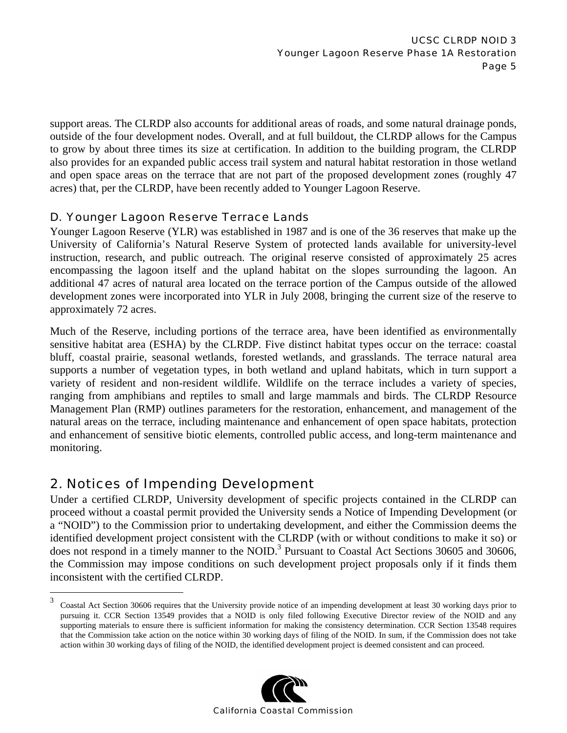support areas. The CLRDP also accounts for additional areas of roads, and some natural drainage ponds, outside of the four development nodes. Overall, and at full buildout, the CLRDP allows for the Campus to grow by about three times its size at certification. In addition to the building program, the CLRDP also provides for an expanded public access trail system and natural habitat restoration in those wetland and open space areas on the terrace that are not part of the proposed development zones (roughly 47 acres) that, per the CLRDP, have been recently added to Younger Lagoon Reserve.

### D. Younger Lagoon Reserve Terrace Lands

Younger Lagoon Reserve (YLR) was established in 1987 and is one of the 36 reserves that make up the University of California's Natural Reserve System of protected lands available for university-level instruction, research, and public outreach. The original reserve consisted of approximately 25 acres encompassing the lagoon itself and the upland habitat on the slopes surrounding the lagoon. An additional 47 acres of natural area located on the terrace portion of the Campus outside of the allowed development zones were incorporated into YLR in July 2008, bringing the current size of the reserve to approximately 72 acres.

Much of the Reserve, including portions of the terrace area, have been identified as environmentally sensitive habitat area (ESHA) by the CLRDP. Five distinct habitat types occur on the terrace: coastal bluff, coastal prairie, seasonal wetlands, forested wetlands, and grasslands. The terrace natural area supports a number of vegetation types, in both wetland and upland habitats, which in turn support a variety of resident and non-resident wildlife. Wildlife on the terrace includes a variety of species, ranging from amphibians and reptiles to small and large mammals and birds. The CLRDP Resource Management Plan (RMP) outlines parameters for the restoration, enhancement, and management of the natural areas on the terrace, including maintenance and enhancement of open space habitats, protection and enhancement of sensitive biotic elements, controlled public access, and long-term maintenance and monitoring.

## 2. Notices of Impending Development

Under a certified CLRDP, University development of specific projects contained in the CLRDP can proceed without a coastal permit provided the University sends a Notice of Impending Development (or a "NOID") to the Commission prior to undertaking development, and either the Commission deems the identified development project consistent with the CLRDP (with or without conditions to make it so) or does not respond in a timely manner to the NOID.[3] Pursuant to Coastal Act Sections 30605 and 30606, the Commission may impose conditions on such development project proposals only if it finds them inconsistent with the certified CLRDP.

[3] Coastal Act Section 30606 requires that the University provide notice of an impending development at least 30 working days prior to pursuing it. CCR Section 13549 provides that a NOID is only filed following Executive Director review of the NOID and any supporting materials to ensure there is sufficient information for making the consistency determination. CCR Section 13548 requires that the Commission take action on the notice within 30 working days of filing of the NOID. In sum, if the Commission does not take action within 30 working days of filing of the NOID, the identified development project is deemed consistent and can proceed.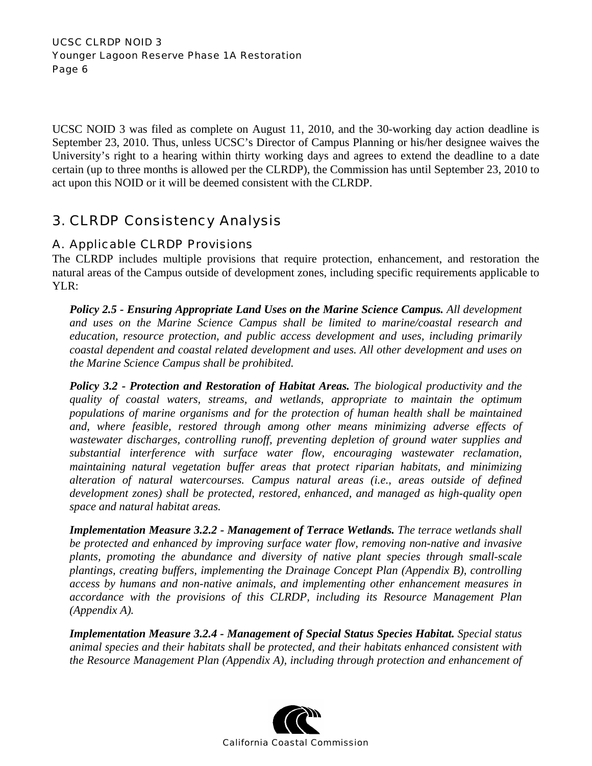UCSC NOID 3 was filed as complete on August 11, 2010, and the 30-working day action deadline is September 23, 2010. Thus, unless UCSC's Director of Campus Planning or his/her designee waives the University's right to a hearing within thirty working days and agrees to extend the deadline to a date certain (up to three months is allowed per the CLRDP), the Commission has until September 23, 2010 to act upon this NOID or it will be deemed consistent with the CLRDP.

## 3. CLRDP Consistency Analysis

### A. Applicable CLRDP Provisions

The CLRDP includes multiple provisions that require protection, enhancement, and restoration the natural areas of the Campus outside of development zones, including specific requirements applicable to YLR:

> ***Policy 2.5 - Ensuring Appropriate Land Uses on the Marine Science Campus.*** *All development and uses on the Marine Science Campus shall be limited to marine/coastal research and education, resource protection, and public access development and uses, including primarily coastal dependent and coastal related development and uses. All other development and uses on the Marine Science Campus shall be prohibited.*

> ***Policy 3.2 - Protection and Restoration of Habitat Areas.*** *The biological productivity and the quality of coastal waters, streams, and wetlands, appropriate to maintain the optimum populations of marine organisms and for the protection of human health shall be maintained and, where feasible, restored through among other means minimizing adverse effects of wastewater discharges, controlling runoff, preventing depletion of ground water supplies and substantial interference with surface water flow, encouraging wastewater reclamation, maintaining natural vegetation buffer areas that protect riparian habitats, and minimizing alteration of natural watercourses. Campus natural areas (i.e., areas outside of defined development zones) shall be protected, restored, enhanced, and managed as high-quality open space and natural habitat areas.*

> ***Implementation Measure 3.2.2 - Management of Terrace Wetlands.*** *The terrace wetlands shall be protected and enhanced by improving surface water flow, removing non-native and invasive plants, promoting the abundance and diversity of native plant species through small-scale plantings, creating buffers, implementing the Drainage Concept Plan (Appendix B), controlling access by humans and non-native animals, and implementing other enhancement measures in accordance with the provisions of this CLRDP, including its Resource Management Plan (Appendix A).*

> ***Implementation Measure 3.2.4 - Management of Special Status Species Habitat.*** *Special status animal species and their habitats shall be protected, and their habitats enhanced consistent with the Resource Management Plan (Appendix A), including through protection and enhancement of*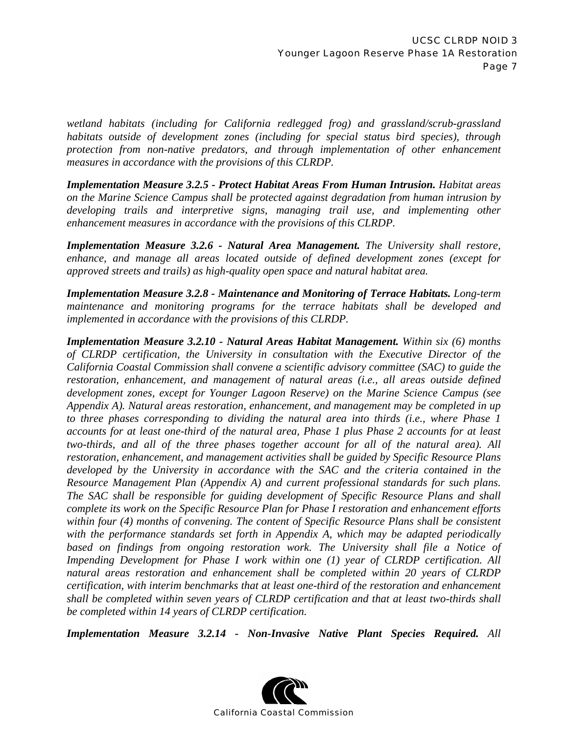*wetland habitats (including for California redlegged frog) and grassland/scrub-grassland habitats outside of development zones (including for special status bird species), through protection from non-native predators, and through implementation of other enhancement measures in accordance with the provisions of this CLRDP.*

***Implementation Measure 3.2.5 - Protect Habitat Areas From Human Intrusion.*** *Habitat areas on the Marine Science Campus shall be protected against degradation from human intrusion by developing trails and interpretive signs, managing trail use, and implementing other enhancement measures in accordance with the provisions of this CLRDP.*

***Implementation Measure 3.2.6 - Natural Area Management.*** *The University shall restore, enhance, and manage all areas located outside of defined development zones (except for approved streets and trails) as high-quality open space and natural habitat area.*

***Implementation Measure 3.2.8 - Maintenance and Monitoring of Terrace Habitats.*** *Long-term maintenance and monitoring programs for the terrace habitats shall be developed and implemented in accordance with the provisions of this CLRDP.*

***Implementation Measure 3.2.10 - Natural Areas Habitat Management.*** *Within six (6) months of CLRDP certification, the University in consultation with the Executive Director of the California Coastal Commission shall convene a scientific advisory committee (SAC) to guide the restoration, enhancement, and management of natural areas (i.e., all areas outside defined development zones, except for Younger Lagoon Reserve) on the Marine Science Campus (see Appendix A). Natural areas restoration, enhancement, and management may be completed in up to three phases corresponding to dividing the natural area into thirds (i.e., where Phase 1 accounts for at least one-third of the natural area, Phase 1 plus Phase 2 accounts for at least two-thirds, and all of the three phases together account for all of the natural area). All restoration, enhancement, and management activities shall be guided by Specific Resource Plans developed by the University in accordance with the SAC and the criteria contained in the Resource Management Plan (Appendix A) and current professional standards for such plans. The SAC shall be responsible for guiding development of Specific Resource Plans and shall complete its work on the Specific Resource Plan for Phase I restoration and enhancement efforts within four (4) months of convening. The content of Specific Resource Plans shall be consistent with the performance standards set forth in Appendix A, which may be adapted periodically based on findings from ongoing restoration work. The University shall file a Notice of Impending Development for Phase I work within one (1) year of CLRDP certification. All natural areas restoration and enhancement shall be completed within 20 years of CLRDP certification, with interim benchmarks that at least one-third of the restoration and enhancement shall be completed within seven years of CLRDP certification and that at least two-thirds shall be completed within 14 years of CLRDP certification.*

***Implementation Measure 3.2.14 - Non-Invasive Native Plant Species Required.*** *All*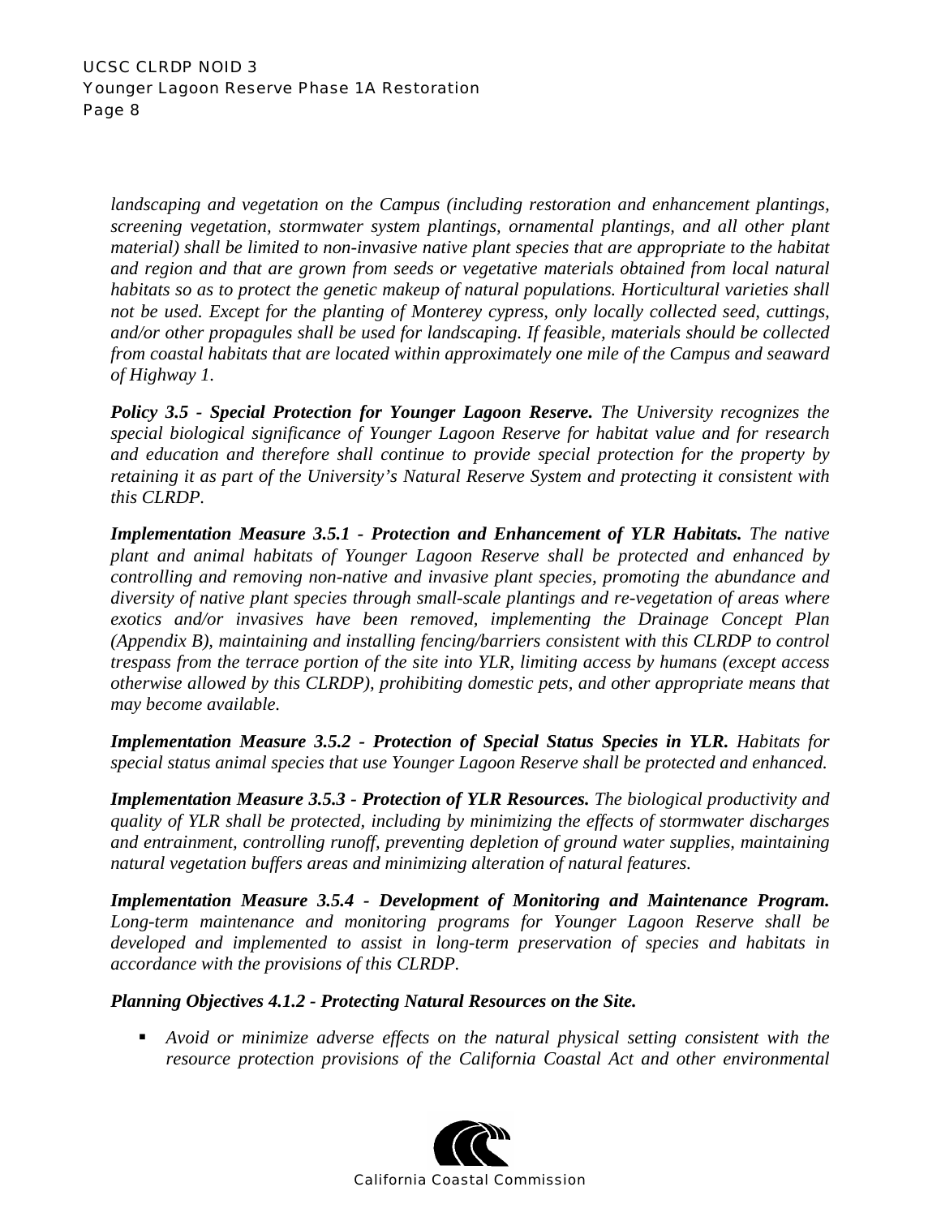*landscaping and vegetation on the Campus (including restoration and enhancement plantings, screening vegetation, stormwater system plantings, ornamental plantings, and all other plant material) shall be limited to non-invasive native plant species that are appropriate to the habitat and region and that are grown from seeds or vegetative materials obtained from local natural habitats so as to protect the genetic makeup of natural populations. Horticultural varieties shall not be used. Except for the planting of Monterey cypress, only locally collected seed, cuttings, and/or other propagules shall be used for landscaping. If feasible, materials should be collected from coastal habitats that are located within approximately one mile of the Campus and seaward of Highway 1.*

***Policy 3.5 - Special Protection for Younger Lagoon Reserve.*** *The University recognizes the special biological significance of Younger Lagoon Reserve for habitat value and for research and education and therefore shall continue to provide special protection for the property by retaining it as part of the University's Natural Reserve System and protecting it consistent with this CLRDP.*

***Implementation Measure 3.5.1 - Protection and Enhancement of YLR Habitats.*** *The native plant and animal habitats of Younger Lagoon Reserve shall be protected and enhanced by controlling and removing non-native and invasive plant species, promoting the abundance and diversity of native plant species through small-scale plantings and re-vegetation of areas where exotics and/or invasives have been removed, implementing the Drainage Concept Plan (Appendix B), maintaining and installing fencing/barriers consistent with this CLRDP to control trespass from the terrace portion of the site into YLR, limiting access by humans (except access otherwise allowed by this CLRDP), prohibiting domestic pets, and other appropriate means that may become available.*

***Implementation Measure 3.5.2 - Protection of Special Status Species in YLR.*** *Habitats for special status animal species that use Younger Lagoon Reserve shall be protected and enhanced.*

***Implementation Measure 3.5.3 - Protection of YLR Resources.*** *The biological productivity and quality of YLR shall be protected, including by minimizing the effects of stormwater discharges and entrainment, controlling runoff, preventing depletion of ground water supplies, maintaining natural vegetation buffers areas and minimizing alteration of natural features.*

***Implementation Measure 3.5.4 - Development of Monitoring and Maintenance Program.*** *Long-term maintenance and monitoring programs for Younger Lagoon Reserve shall be developed and implemented to assist in long-term preservation of species and habitats in accordance with the provisions of this CLRDP.*

***Planning Objectives 4.1.2 - Protecting Natural Resources on the Site.***

- *Avoid or minimize adverse effects on the natural physical setting consistent with the resource protection provisions of the California Coastal Act and other environmental*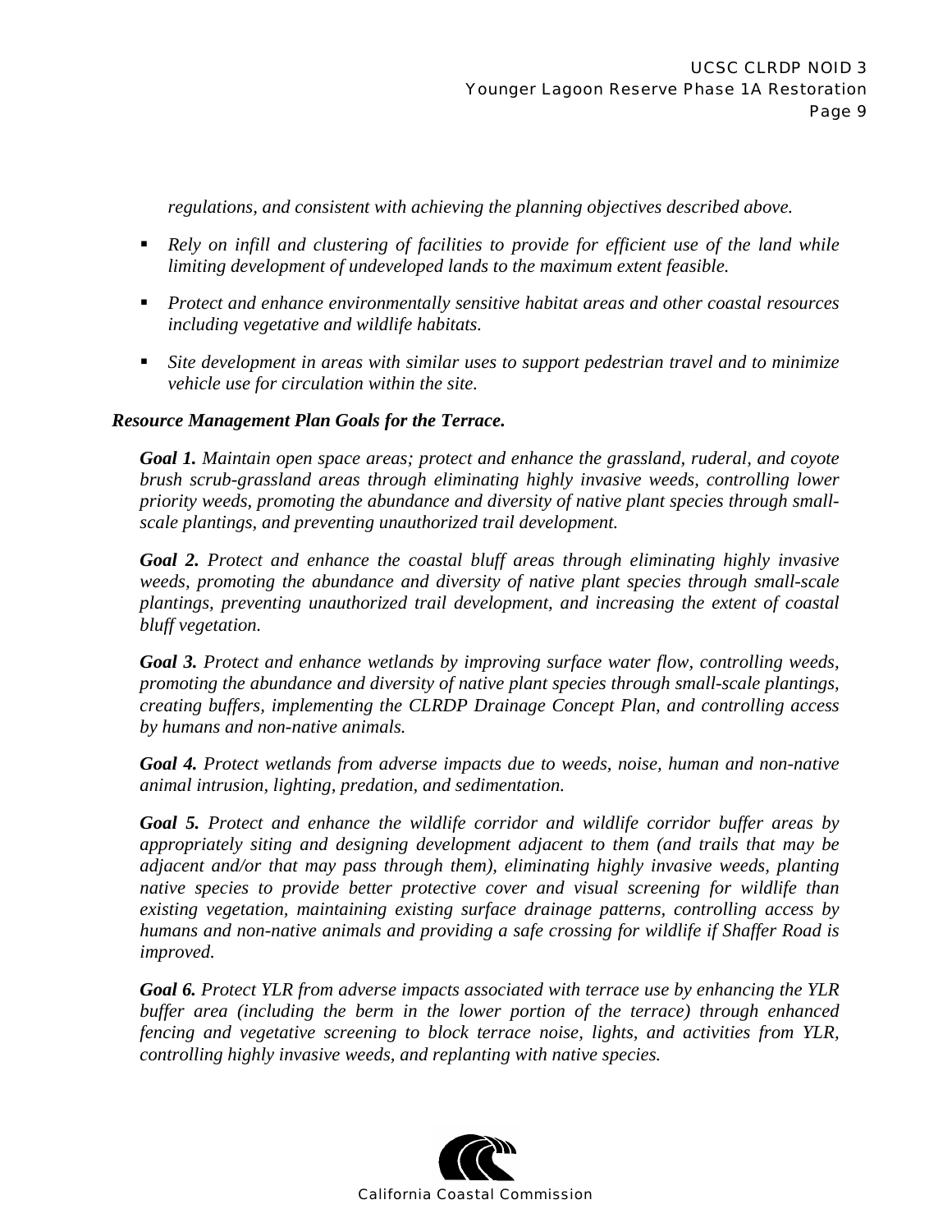*regulations, and consistent with achieving the planning objectives described above.*

- *Rely on infill and clustering of facilities to provide for efficient use of the land while limiting development of undeveloped lands to the maximum extent feasible.*
- *Protect and enhance environmentally sensitive habitat areas and other coastal resources including vegetative and wildlife habitats.*
- *Site development in areas with similar uses to support pedestrian travel and to minimize vehicle use for circulation within the site.*

***Resource Management Plan Goals for the Terrace.***

***Goal 1.*** *Maintain open space areas; protect and enhance the grassland, ruderal, and coyote brush scrub-grassland areas through eliminating highly invasive weeds, controlling lower priority weeds, promoting the abundance and diversity of native plant species through small-scale plantings, and preventing unauthorized trail development.*

***Goal 2.*** *Protect and enhance the coastal bluff areas through eliminating highly invasive weeds, promoting the abundance and diversity of native plant species through small-scale plantings, preventing unauthorized trail development, and increasing the extent of coastal bluff vegetation.*

***Goal 3.*** *Protect and enhance wetlands by improving surface water flow, controlling weeds, promoting the abundance and diversity of native plant species through small-scale plantings, creating buffers, implementing the CLRDP Drainage Concept Plan, and controlling access by humans and non-native animals.*

***Goal 4.*** *Protect wetlands from adverse impacts due to weeds, noise, human and non-native animal intrusion, lighting, predation, and sedimentation.*

***Goal 5.*** *Protect and enhance the wildlife corridor and wildlife corridor buffer areas by appropriately siting and designing development adjacent to them (and trails that may be adjacent and/or that may pass through them), eliminating highly invasive weeds, planting native species to provide better protective cover and visual screening for wildlife than existing vegetation, maintaining existing surface drainage patterns, controlling access by humans and non-native animals and providing a safe crossing for wildlife if Shaffer Road is improved.*

***Goal 6.*** *Protect YLR from adverse impacts associated with terrace use by enhancing the YLR buffer area (including the berm in the lower portion of the terrace) through enhanced fencing and vegetative screening to block terrace noise, lights, and activities from YLR, controlling highly invasive weeds, and replanting with native species.*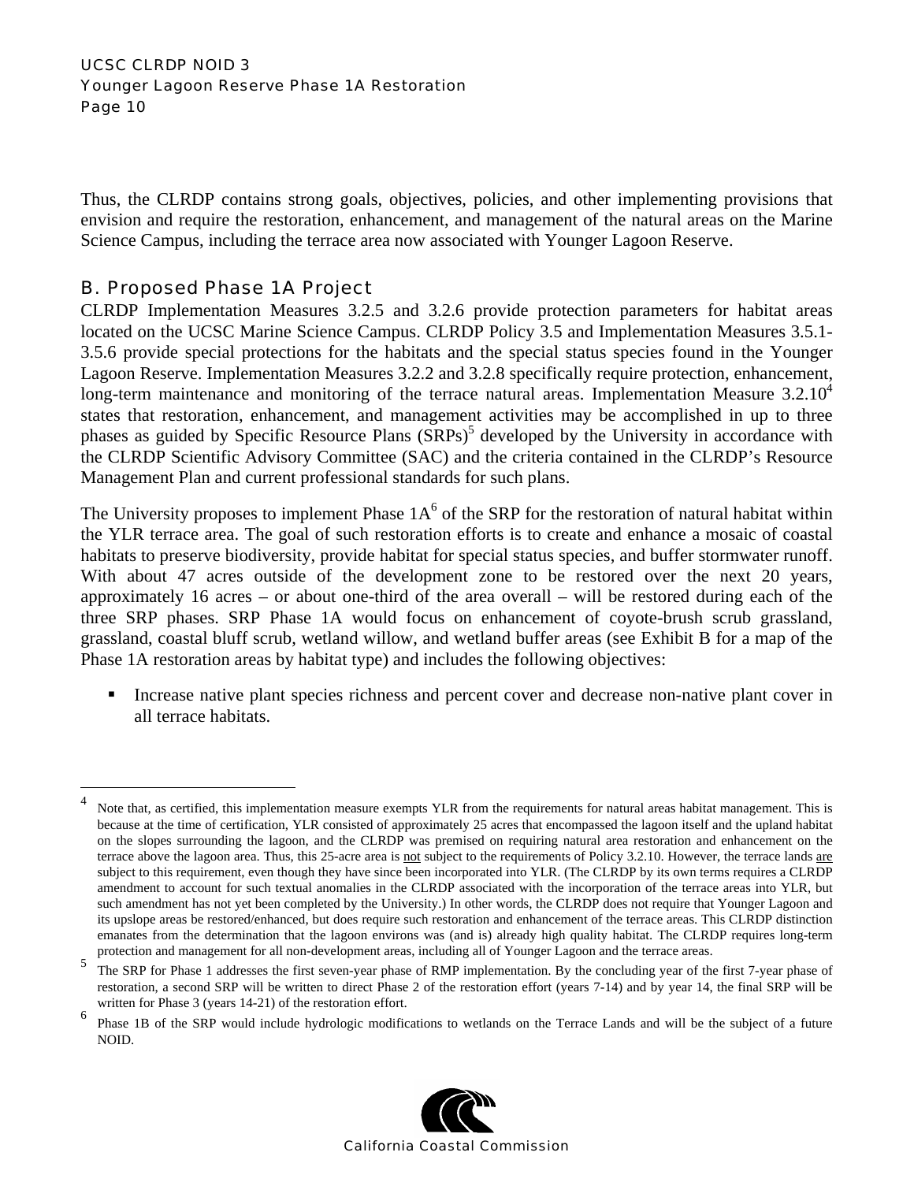Thus, the CLRDP contains strong goals, objectives, policies, and other implementing provisions that envision and require the restoration, enhancement, and management of the natural areas on the Marine Science Campus, including the terrace area now associated with Younger Lagoon Reserve.

## B. Proposed Phase 1A Project

CLRDP Implementation Measures 3.2.5 and 3.2.6 provide protection parameters for habitat areas located on the UCSC Marine Science Campus. CLRDP Policy 3.5 and Implementation Measures 3.5.1-3.5.6 provide special protections for the habitats and the special status species found in the Younger Lagoon Reserve. Implementation Measures 3.2.2 and 3.2.8 specifically require protection, enhancement, long-term maintenance and monitoring of the terrace natural areas. Implementation Measure 3.2.10[4] states that restoration, enhancement, and management activities may be accomplished in up to three phases as guided by Specific Resource Plans (SRPs)[5] developed by the University in accordance with the CLRDP Scientific Advisory Committee (SAC) and the criteria contained in the CLRDP's Resource Management Plan and current professional standards for such plans.

The University proposes to implement Phase 1A[6] of the SRP for the restoration of natural habitat within the YLR terrace area. The goal of such restoration efforts is to create and enhance a mosaic of coastal habitats to preserve biodiversity, provide habitat for special status species, and buffer stormwater runoff. With about 47 acres outside of the development zone to be restored over the next 20 years, approximately 16 acres – or about one-third of the area overall – will be restored during each of the three SRP phases. SRP Phase 1A would focus on enhancement of coyote-brush scrub grassland, grassland, coastal bluff scrub, wetland willow, and wetland buffer areas (see Exhibit B for a map of the Phase 1A restoration areas by habitat type) and includes the following objectives:

- Increase native plant species richness and percent cover and decrease non-native plant cover in all terrace habitats.

---

[4] Note that, as certified, this implementation measure exempts YLR from the requirements for natural areas habitat management. This is because at the time of certification, YLR consisted of approximately 25 acres that encompassed the lagoon itself and the upland habitat on the slopes surrounding the lagoon, and the CLRDP was premised on requiring natural area restoration and enhancement on the terrace above the lagoon area. Thus, this 25-acre area is not subject to the requirements of Policy 3.2.10. However, the terrace lands are subject to this requirement, even though they have since been incorporated into YLR. (The CLRDP by its own terms requires a CLRDP amendment to account for such textual anomalies in the CLRDP associated with the incorporation of the terrace areas into YLR, but such amendment has not yet been completed by the University.) In other words, the CLRDP does not require that Younger Lagoon and its upslope areas be restored/enhanced, but does require such restoration and enhancement of the terrace areas. This CLRDP distinction emanates from the determination that the lagoon environs was (and is) already high quality habitat. The CLRDP requires long-term protection and management for all non-development areas, including all of Younger Lagoon and the terrace areas.

[5] The SRP for Phase 1 addresses the first seven-year phase of RMP implementation. By the concluding year of the first 7-year phase of restoration, a second SRP will be written to direct Phase 2 of the restoration effort (years 7-14) and by year 14, the final SRP will be written for Phase 3 (years 14-21) of the restoration effort.

[6] Phase 1B of the SRP would include hydrologic modifications to wetlands on the Terrace Lands and will be the subject of a future NOID.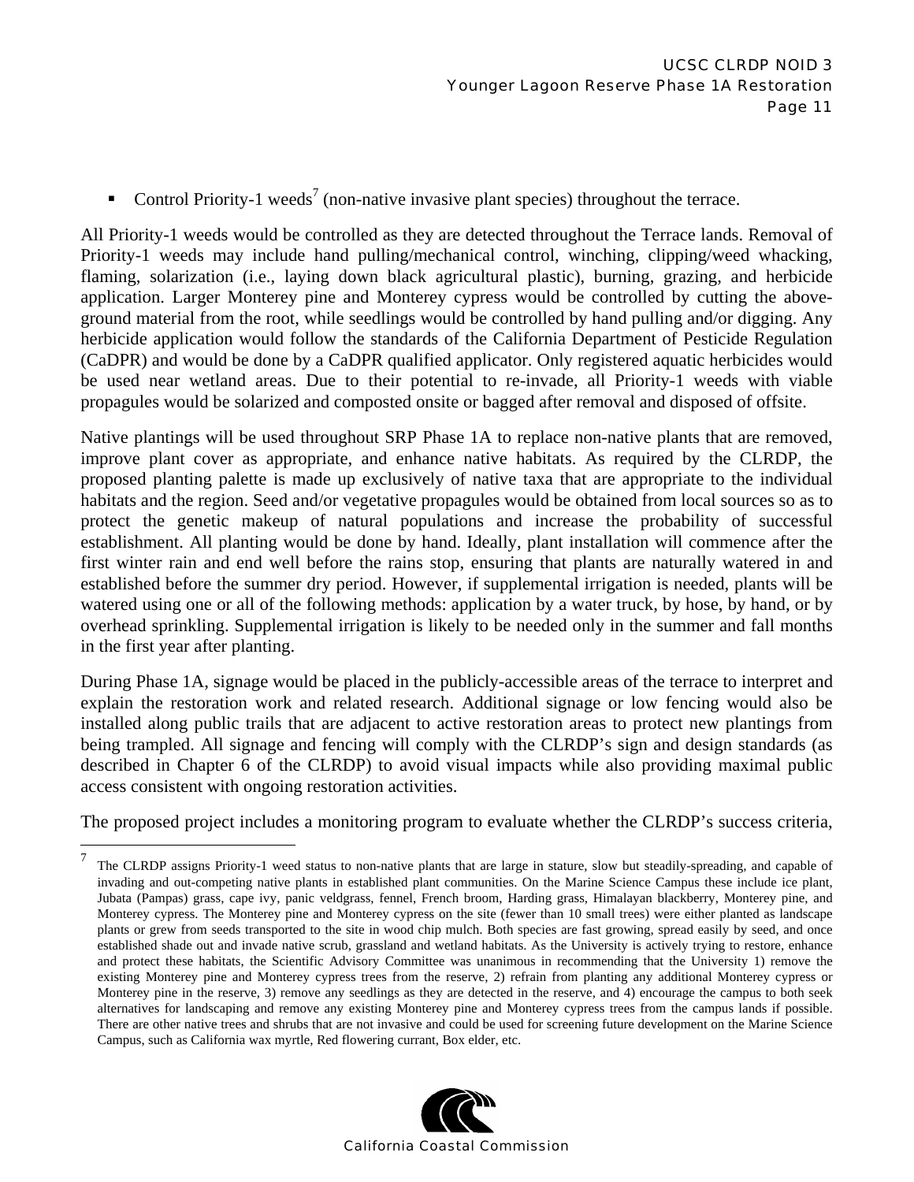- Control Priority-1 weeds[7] (non-native invasive plant species) throughout the terrace.

All Priority-1 weeds would be controlled as they are detected throughout the Terrace lands. Removal of Priority-1 weeds may include hand pulling/mechanical control, winching, clipping/weed whacking, flaming, solarization (i.e., laying down black agricultural plastic), burning, grazing, and herbicide application. Larger Monterey pine and Monterey cypress would be controlled by cutting the above-ground material from the root, while seedlings would be controlled by hand pulling and/or digging. Any herbicide application would follow the standards of the California Department of Pesticide Regulation (CaDPR) and would be done by a CaDPR qualified applicator. Only registered aquatic herbicides would be used near wetland areas. Due to their potential to re-invade, all Priority-1 weeds with viable propagules would be solarized and composted onsite or bagged after removal and disposed of offsite.

Native plantings will be used throughout SRP Phase 1A to replace non-native plants that are removed, improve plant cover as appropriate, and enhance native habitats. As required by the CLRDP, the proposed planting palette is made up exclusively of native taxa that are appropriate to the individual habitats and the region. Seed and/or vegetative propagules would be obtained from local sources so as to protect the genetic makeup of natural populations and increase the probability of successful establishment. All planting would be done by hand. Ideally, plant installation will commence after the first winter rain and end well before the rains stop, ensuring that plants are naturally watered in and established before the summer dry period. However, if supplemental irrigation is needed, plants will be watered using one or all of the following methods: application by a water truck, by hose, by hand, or by overhead sprinkling. Supplemental irrigation is likely to be needed only in the summer and fall months in the first year after planting.

During Phase 1A, signage would be placed in the publicly-accessible areas of the terrace to interpret and explain the restoration work and related research. Additional signage or low fencing would also be installed along public trails that are adjacent to active restoration areas to protect new plantings from being trampled. All signage and fencing will comply with the CLRDP's sign and design standards (as described in Chapter 6 of the CLRDP) to avoid visual impacts while also providing maximal public access consistent with ongoing restoration activities.

The proposed project includes a monitoring program to evaluate whether the CLRDP's success criteria,

---

[7] The CLRDP assigns Priority-1 weed status to non-native plants that are large in stature, slow but steadily-spreading, and capable of invading and out-competing native plants in established plant communities. On the Marine Science Campus these include ice plant, Jubata (Pampas) grass, cape ivy, panic veldgrass, fennel, French broom, Harding grass, Himalayan blackberry, Monterey pine, and Monterey cypress. The Monterey pine and Monterey cypress on the site (fewer than 10 small trees) were either planted as landscape plants or grew from seeds transported to the site in wood chip mulch. Both species are fast growing, spread easily by seed, and once established shade out and invade native scrub, grassland and wetland habitats. As the University is actively trying to restore, enhance and protect these habitats, the Scientific Advisory Committee was unanimous in recommending that the University 1) remove the existing Monterey pine and Monterey cypress trees from the reserve, 2) refrain from planting any additional Monterey cypress or Monterey pine in the reserve, 3) remove any seedlings as they are detected in the reserve, and 4) encourage the campus to both seek alternatives for landscaping and remove any existing Monterey pine and Monterey cypress trees from the campus lands if possible. There are other native trees and shrubs that are not invasive and could be used for screening future development on the Marine Science Campus, such as California wax myrtle, Red flowering currant, Box elder, etc.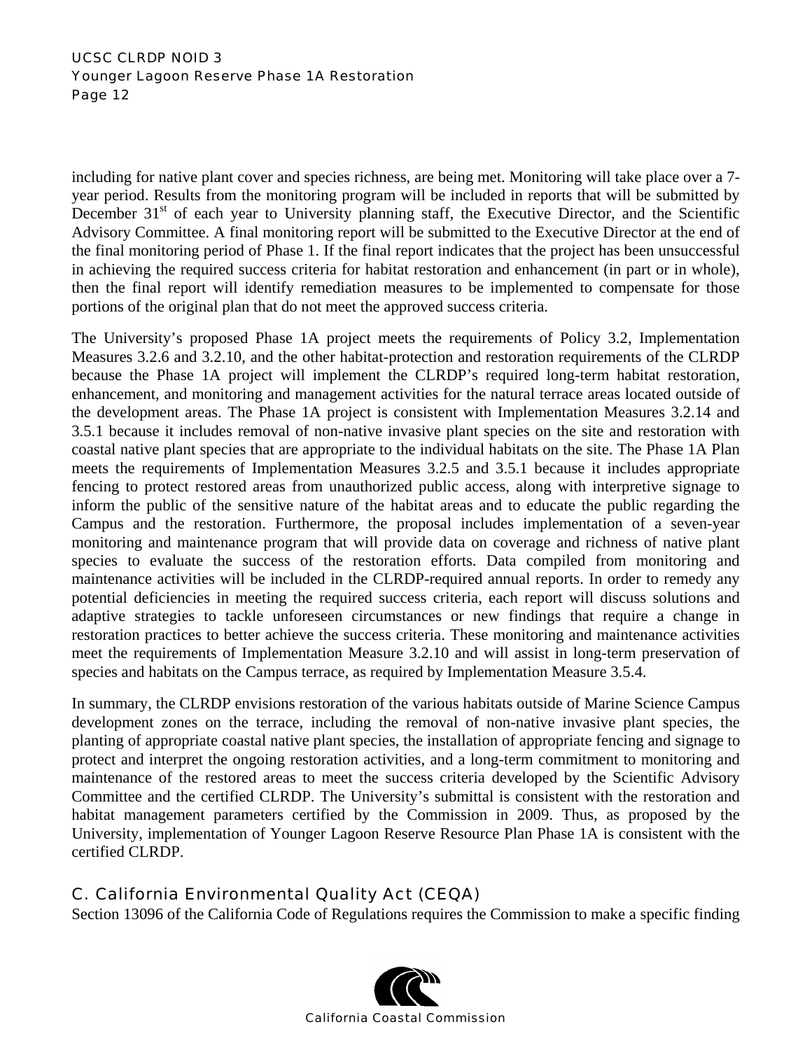including for native plant cover and species richness, are being met. Monitoring will take place over a 7-year period. Results from the monitoring program will be included in reports that will be submitted by December 31st of each year to University planning staff, the Executive Director, and the Scientific Advisory Committee. A final monitoring report will be submitted to the Executive Director at the end of the final monitoring period of Phase 1. If the final report indicates that the project has been unsuccessful in achieving the required success criteria for habitat restoration and enhancement (in part or in whole), then the final report will identify remediation measures to be implemented to compensate for those portions of the original plan that do not meet the approved success criteria.

The University's proposed Phase 1A project meets the requirements of Policy 3.2, Implementation Measures 3.2.6 and 3.2.10, and the other habitat-protection and restoration requirements of the CLRDP because the Phase 1A project will implement the CLRDP's required long-term habitat restoration, enhancement, and monitoring and management activities for the natural terrace areas located outside of the development areas. The Phase 1A project is consistent with Implementation Measures 3.2.14 and 3.5.1 because it includes removal of non-native invasive plant species on the site and restoration with coastal native plant species that are appropriate to the individual habitats on the site. The Phase 1A Plan meets the requirements of Implementation Measures 3.2.5 and 3.5.1 because it includes appropriate fencing to protect restored areas from unauthorized public access, along with interpretive signage to inform the public of the sensitive nature of the habitat areas and to educate the public regarding the Campus and the restoration. Furthermore, the proposal includes implementation of a seven-year monitoring and maintenance program that will provide data on coverage and richness of native plant species to evaluate the success of the restoration efforts. Data compiled from monitoring and maintenance activities will be included in the CLRDP-required annual reports. In order to remedy any potential deficiencies in meeting the required success criteria, each report will discuss solutions and adaptive strategies to tackle unforeseen circumstances or new findings that require a change in restoration practices to better achieve the success criteria. These monitoring and maintenance activities meet the requirements of Implementation Measure 3.2.10 and will assist in long-term preservation of species and habitats on the Campus terrace, as required by Implementation Measure 3.5.4.

In summary, the CLRDP envisions restoration of the various habitats outside of Marine Science Campus development zones on the terrace, including the removal of non-native invasive plant species, the planting of appropriate coastal native plant species, the installation of appropriate fencing and signage to protect and interpret the ongoing restoration activities, and a long-term commitment to monitoring and maintenance of the restored areas to meet the success criteria developed by the Scientific Advisory Committee and the certified CLRDP. The University's submittal is consistent with the restoration and habitat management parameters certified by the Commission in 2009. Thus, as proposed by the University, implementation of Younger Lagoon Reserve Resource Plan Phase 1A is consistent with the certified CLRDP.

## C. California Environmental Quality Act (CEQA)

Section 13096 of the California Code of Regulations requires the Commission to make a specific finding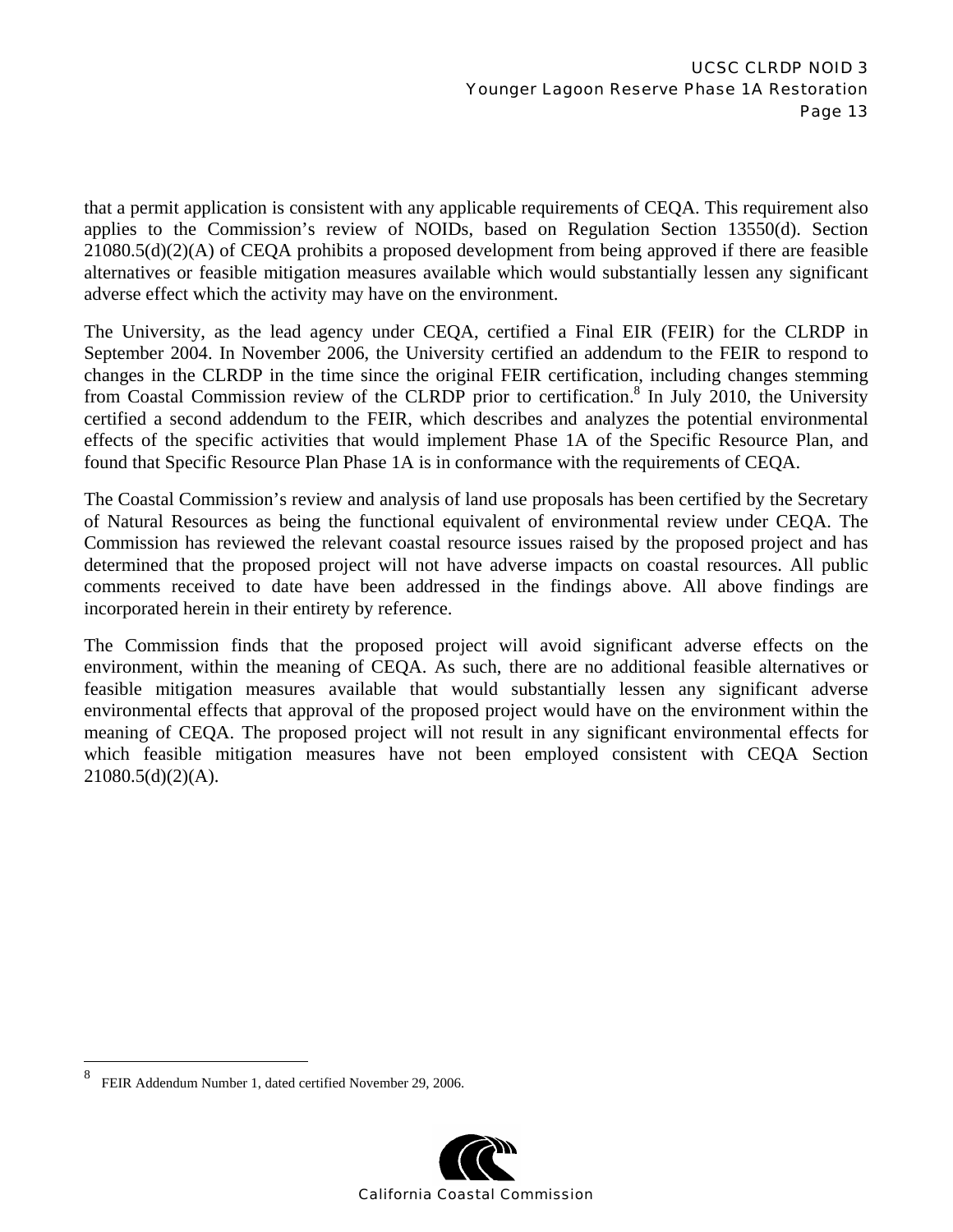that a permit application is consistent with any applicable requirements of CEQA. This requirement also applies to the Commission's review of NOIDs, based on Regulation Section 13550(d). Section 21080.5(d)(2)(A) of CEQA prohibits a proposed development from being approved if there are feasible alternatives or feasible mitigation measures available which would substantially lessen any significant adverse effect which the activity may have on the environment.

The University, as the lead agency under CEQA, certified a Final EIR (FEIR) for the CLRDP in September 2004. In November 2006, the University certified an addendum to the FEIR to respond to changes in the CLRDP in the time since the original FEIR certification, including changes stemming from Coastal Commission review of the CLRDP prior to certification.[8] In July 2010, the University certified a second addendum to the FEIR, which describes and analyzes the potential environmental effects of the specific activities that would implement Phase 1A of the Specific Resource Plan, and found that Specific Resource Plan Phase 1A is in conformance with the requirements of CEQA.

The Coastal Commission's review and analysis of land use proposals has been certified by the Secretary of Natural Resources as being the functional equivalent of environmental review under CEQA. The Commission has reviewed the relevant coastal resource issues raised by the proposed project and has determined that the proposed project will not have adverse impacts on coastal resources. All public comments received to date have been addressed in the findings above. All above findings are incorporated herein in their entirety by reference.

The Commission finds that the proposed project will avoid significant adverse effects on the environment, within the meaning of CEQA. As such, there are no additional feasible alternatives or feasible mitigation measures available that would substantially lessen any significant adverse environmental effects that approval of the proposed project would have on the environment within the meaning of CEQA. The proposed project will not result in any significant environmental effects for which feasible mitigation measures have not been employed consistent with CEQA Section 21080.5(d)(2)(A).

---

[8] FEIR Addendum Number 1, dated certified November 29, 2006.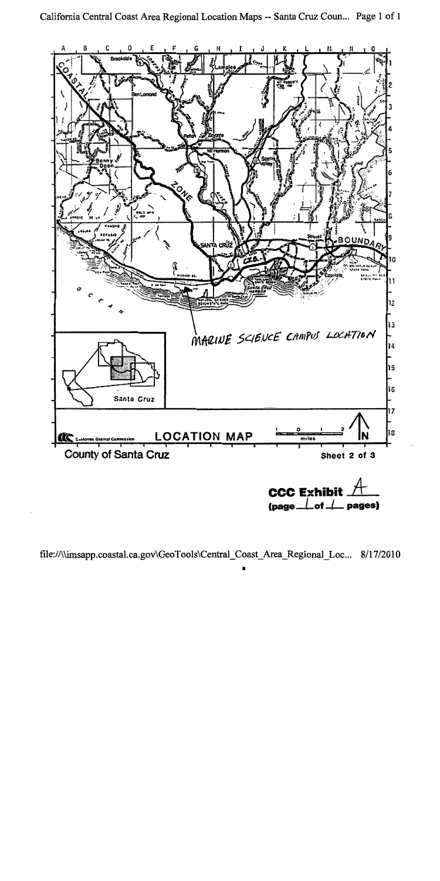MARINE SCIENCE CAMPUS LOCATION

LOCATION MAP

County of Santa Cruz

Sheet 2 of 3

**CCC Exhibit A**
**(page 1 of 1 pages)**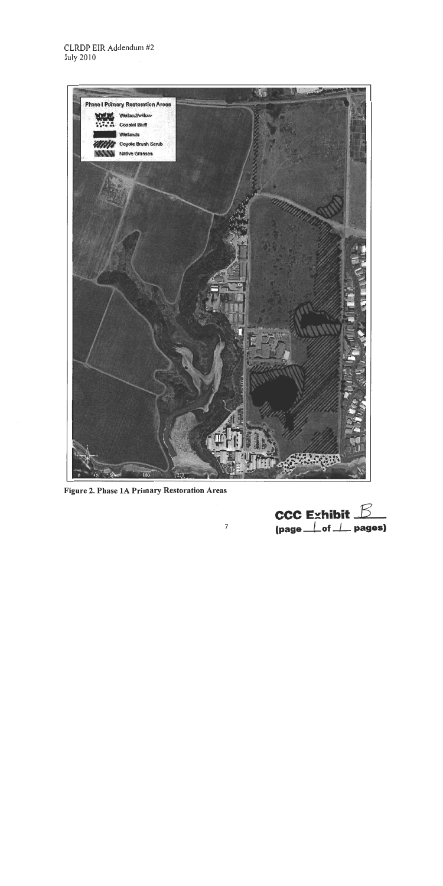Phase I Primary Restoration Areas

Wetland/willow

Coastal Bluff

Wetlands

Coyote Brush Scrub

Native Grasses

0 45 90 180 270

Figure 2. Phase 1A Primary Restoration Areas

CCC Exhibit B
(page 1 of 1 pages)